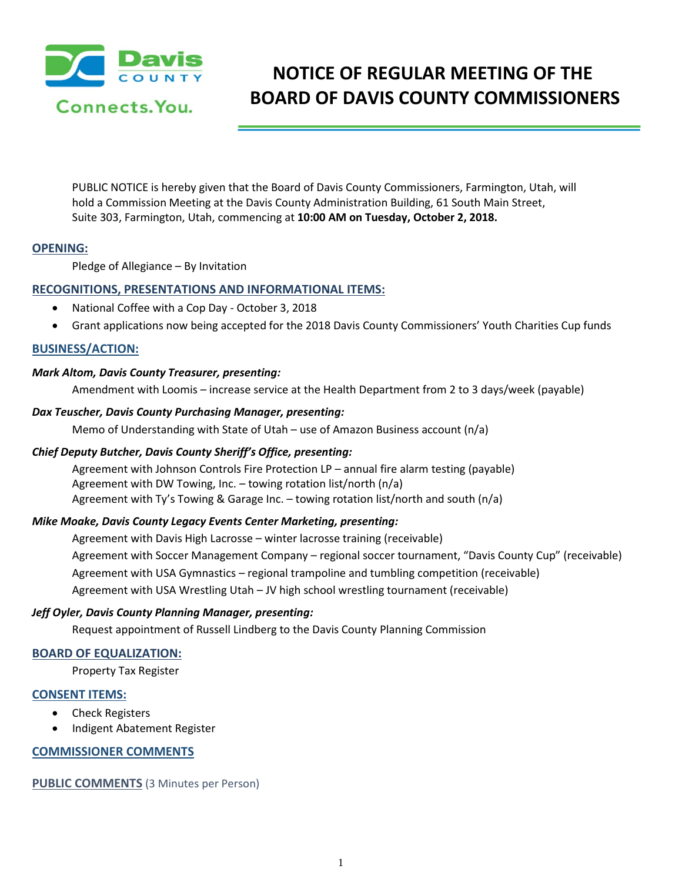# NOTICE OF REGULAR MEETING OF THE BOARD OF DAVIS COUNTY COMMISSIONERS

PUBLIC NOTICE is hereby given that the Board of Davis County Commissioners, Farmington, Utah, will hold a Commission Meeting at the Davis County Administration Building, 61 South Main Street, Suite 303, Farmington, Utah, commencing at **10:00 AM on Tuesday, October 2, 2018.**

## OPENING:

Pledge of Allegiance – By Invitation

## RECOGNITIONS, PRESENTATIONS AND INFORMATIONAL ITEMS:

- National Coffee with a Cop Day - October 3, 2018
- Grant applications now being accepted for the 2018 Davis County Commissioners' Youth Charities Cup funds

## BUSINESS/ACTION:

***Mark Altom, Davis County Treasurer, presenting:***

Amendment with Loomis – increase service at the Health Department from 2 to 3 days/week (payable)

***Dax Teuscher, Davis County Purchasing Manager, presenting:***

Memo of Understanding with State of Utah – use of Amazon Business account (n/a)

***Chief Deputy Butcher, Davis County Sheriff's Office, presenting:***

Agreement with Johnson Controls Fire Protection LP – annual fire alarm testing (payable)
Agreement with DW Towing, Inc. – towing rotation list/north (n/a)
Agreement with Ty's Towing & Garage Inc. – towing rotation list/north and south (n/a)

***Mike Moake, Davis County Legacy Events Center Marketing, presenting:***

Agreement with Davis High Lacrosse – winter lacrosse training (receivable)
Agreement with Soccer Management Company – regional soccer tournament, "Davis County Cup" (receivable)
Agreement with USA Gymnastics – regional trampoline and tumbling competition (receivable)
Agreement with USA Wrestling Utah – JV high school wrestling tournament (receivable)

***Jeff Oyler, Davis County Planning Manager, presenting:***

Request appointment of Russell Lindberg to the Davis County Planning Commission

## BOARD OF EQUALIZATION:

Property Tax Register

## CONSENT ITEMS:

- Check Registers
- Indigent Abatement Register

## COMMISSIONER COMMENTS

## PUBLIC COMMENTS (3 Minutes per Person)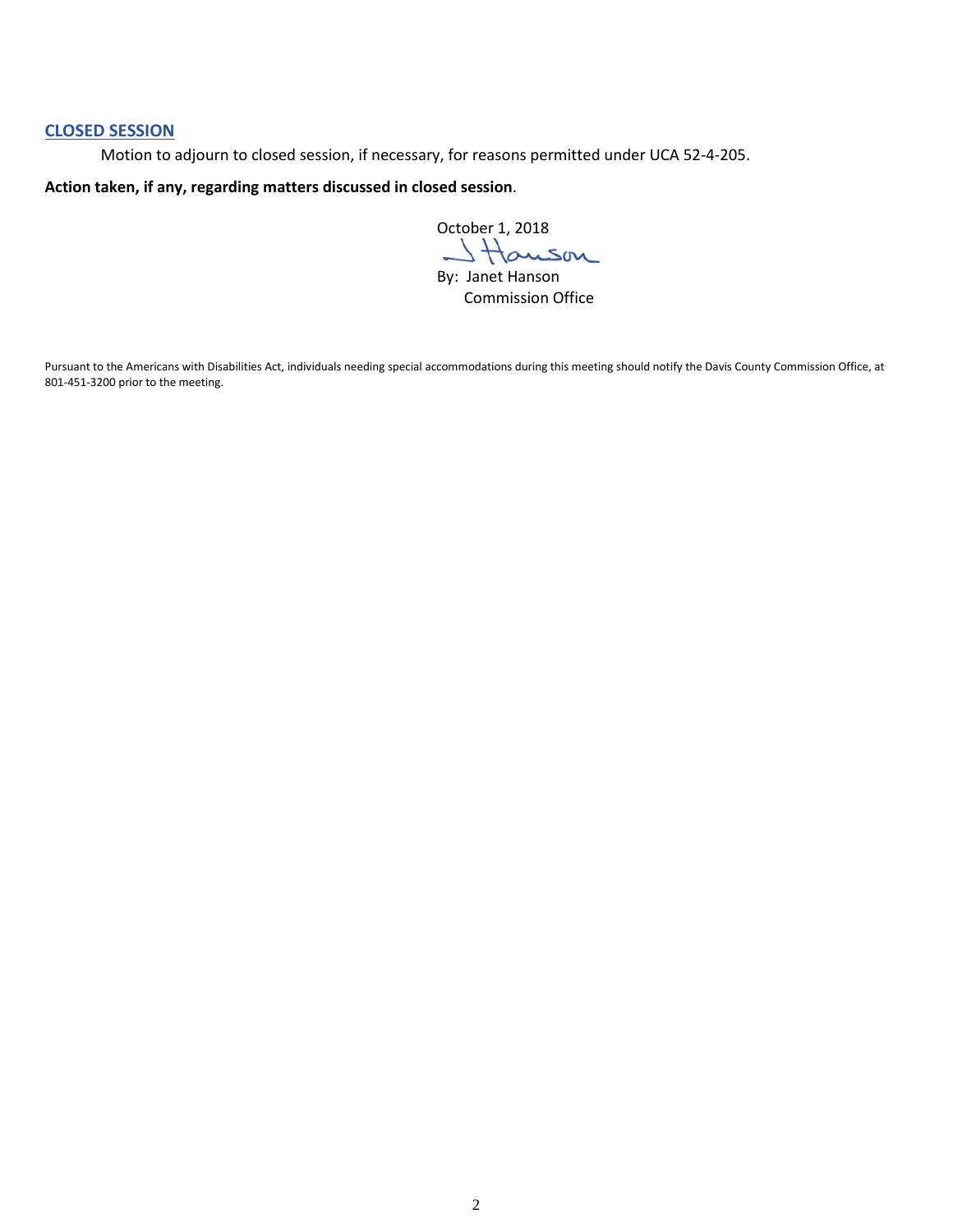## CLOSED SESSION

Motion to adjourn to closed session, if necessary, for reasons permitted under UCA 52-4-205.

**Action taken, if any, regarding matters discussed in closed session**.

October 1, 2018
J Hanson
By: Janet Hanson
Commission Office

Pursuant to the Americans with Disabilities Act, individuals needing special accommodations during this meeting should notify the Davis County Commission Office, at 801-451-3200 prior to the meeting.